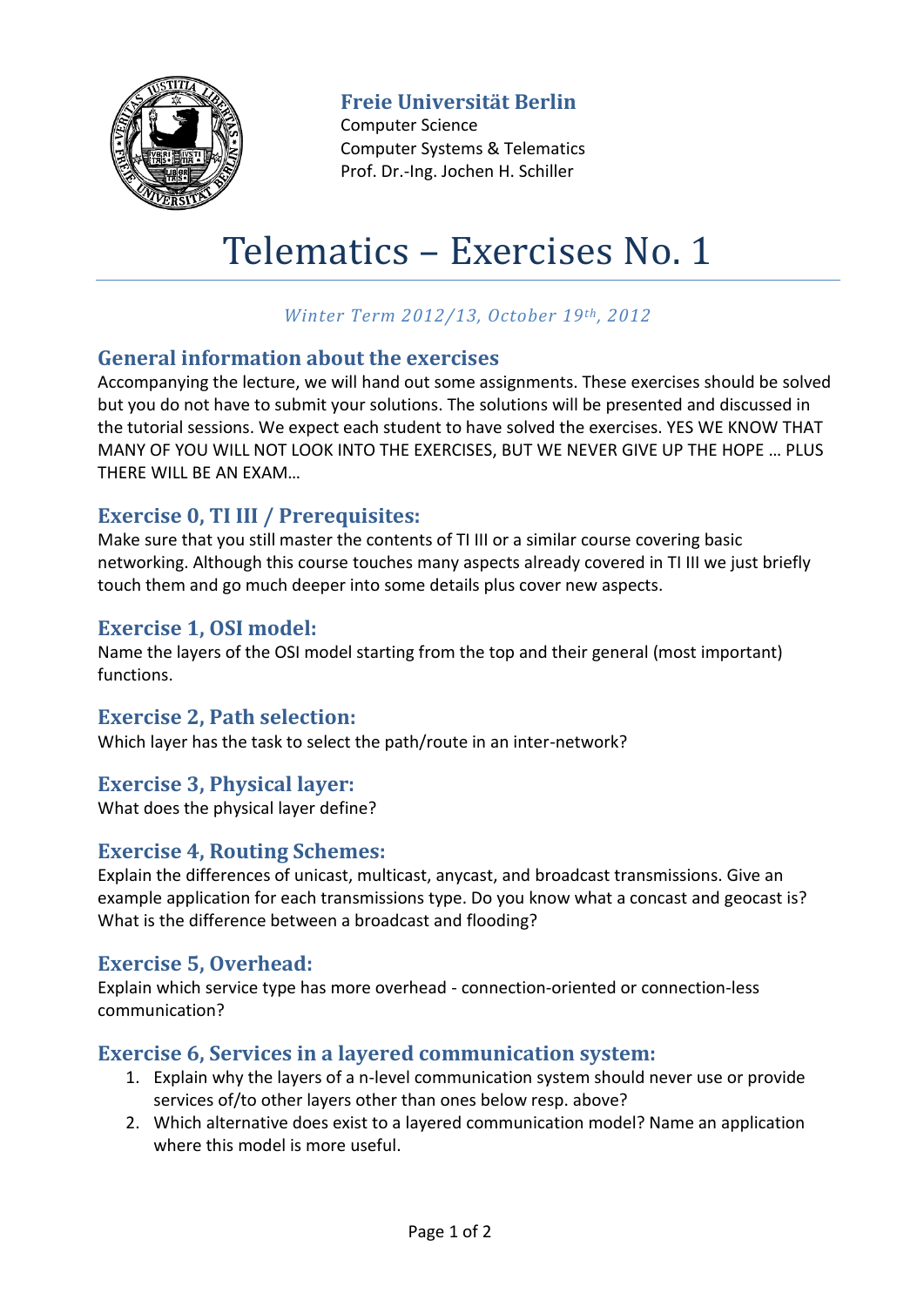**Freie Universität Berlin**
Computer Science
Computer Systems & Telematics
Prof. Dr.-Ing. Jochen H. Schiller

# Telematics – Exercises No. 1

*Winter Term 2012/13, October 19th, 2012*

## General information about the exercises

Accompanying the lecture, we will hand out some assignments. These exercises should be solved but you do not have to submit your solutions. The solutions will be presented and discussed in the tutorial sessions. We expect each student to have solved the exercises. YES WE KNOW THAT MANY OF YOU WILL NOT LOOK INTO THE EXERCISES, BUT WE NEVER GIVE UP THE HOPE … PLUS THERE WILL BE AN EXAM…

## Exercise 0, TI III / Prerequisites:

Make sure that you still master the contents of TI III or a similar course covering basic networking. Although this course touches many aspects already covered in TI III we just briefly touch them and go much deeper into some details plus cover new aspects.

## Exercise 1, OSI model:

Name the layers of the OSI model starting from the top and their general (most important) functions.

## Exercise 2, Path selection:

Which layer has the task to select the path/route in an inter-network?

## Exercise 3, Physical layer:

What does the physical layer define?

## Exercise 4, Routing Schemes:

Explain the differences of unicast, multicast, anycast, and broadcast transmissions. Give an example application for each transmissions type. Do you know what a concast and geocast is? What is the difference between a broadcast and flooding?

## Exercise 5, Overhead:

Explain which service type has more overhead - connection-oriented or connection-less communication?

## Exercise 6, Services in a layered communication system:

1. Explain why the layers of a n-level communication system should never use or provide services of/to other layers other than ones below resp. above?
2. Which alternative does exist to a layered communication model? Name an application where this model is more useful.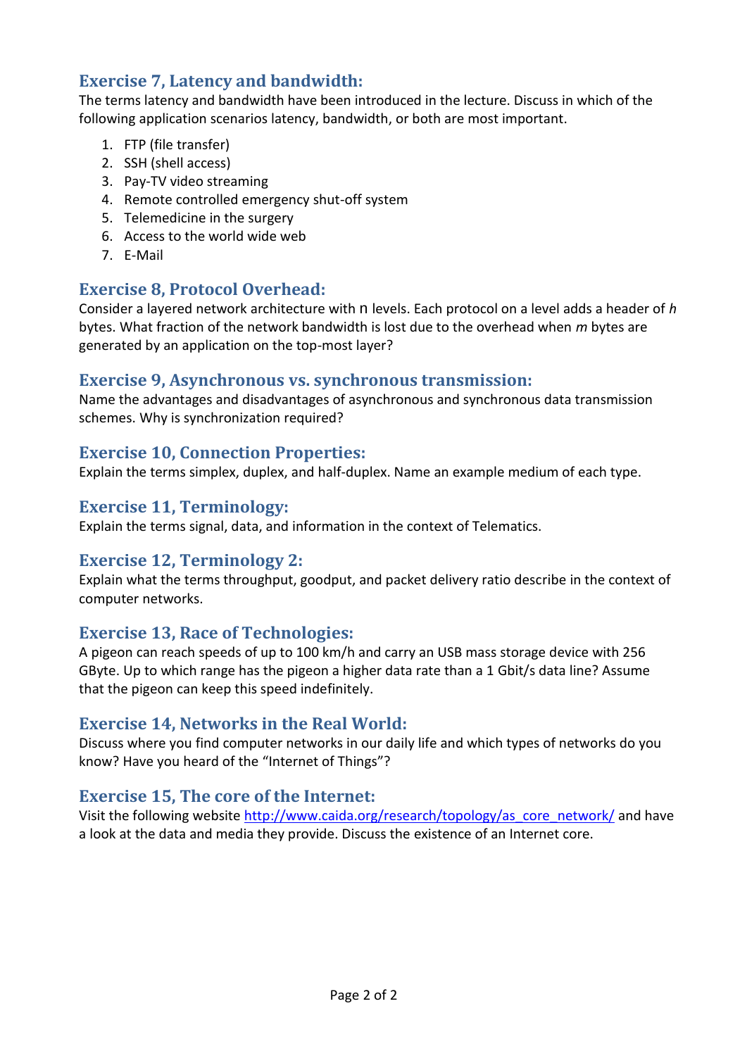## Exercise 7, Latency and bandwidth:

The terms latency and bandwidth have been introduced in the lecture. Discuss in which of the following application scenarios latency, bandwidth, or both are most important.

1. FTP (file transfer)
2. SSH (shell access)
3. Pay-TV video streaming
4. Remote controlled emergency shut-off system
5. Telemedicine in the surgery
6. Access to the world wide web
7. E-Mail

## Exercise 8, Protocol Overhead:

Consider a layered network architecture with $n$ levels. Each protocol on a level adds a header of $h$ bytes. What fraction of the network bandwidth is lost due to the overhead when $m$ bytes are generated by an application on the top-most layer?

## Exercise 9, Asynchronous vs. synchronous transmission:

Name the advantages and disadvantages of asynchronous and synchronous data transmission schemes. Why is synchronization required?

## Exercise 10, Connection Properties:

Explain the terms simplex, duplex, and half-duplex. Name an example medium of each type.

## Exercise 11, Terminology:

Explain the terms signal, data, and information in the context of Telematics.

## Exercise 12, Terminology 2:

Explain what the terms throughput, goodput, and packet delivery ratio describe in the context of computer networks.

## Exercise 13, Race of Technologies:

A pigeon can reach speeds of up to 100 km/h and carry an USB mass storage device with 256 GByte. Up to which range has the pigeon a higher data rate than a 1 Gbit/s data line? Assume that the pigeon can keep this speed indefinitely.

## Exercise 14, Networks in the Real World:

Discuss where you find computer networks in our daily life and which types of networks do you know? Have you heard of the "Internet of Things"?

## Exercise 15, The core of the Internet:

Visit the following website [http://www.caida.org/research/topology/as_core_network/](http://www.caida.org/research/topology/as_core_network/) and have a look at the data and media they provide. Discuss the existence of an Internet core.